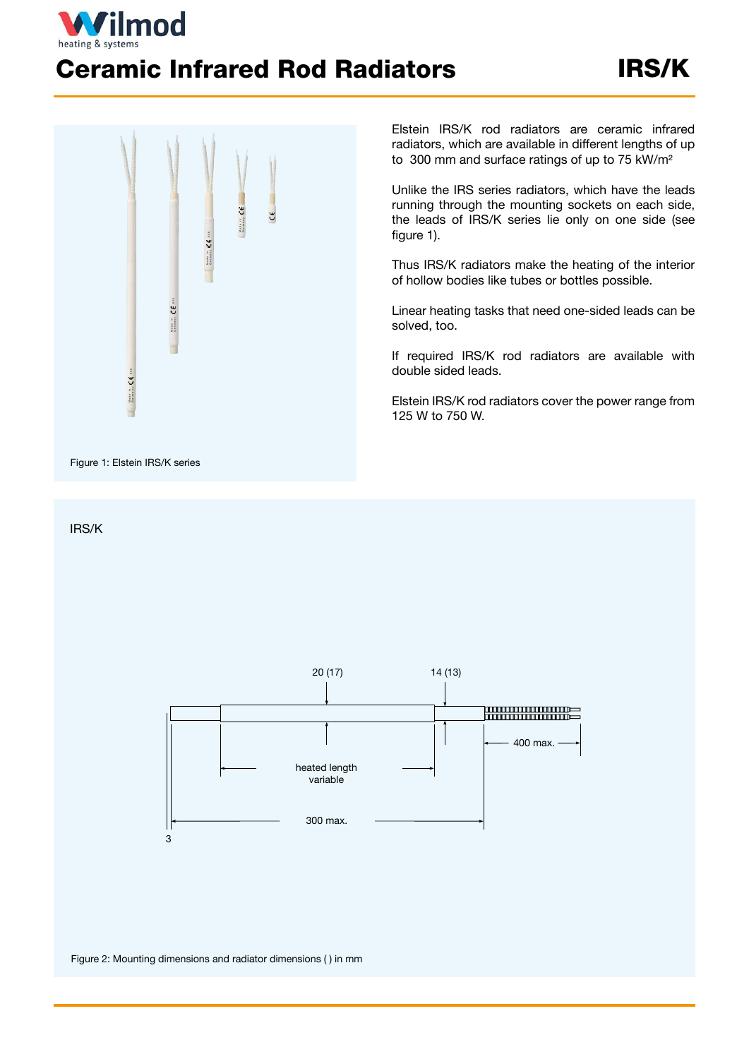# Ceramic Infrared Rod Radiators

## IRS/K

Elstein IRS/K rod radiators are ceramic infrared radiators, which are available in different lengths of up to 300 mm and surface ratings of up to 75 kW/m²

Unlike the IRS series radiators, which have the leads running through the mounting sockets on each side, the leads of IRS/K series lie only on one side (see figure 1).

Thus IRS/K radiators make the heating of the interior of hollow bodies like tubes or bottles possible.

Linear heating tasks that need one-sided leads can be solved, too.

If required IRS/K rod radiators are available with double sided leads.

Elstein IRS/K rod radiators cover the power range from 125 W to 750 W.

Figure 1: Elstein IRS/K series

IRS/K

20 (17)

14 (13)

400 max.

heated length variable

300 max.

3

Figure 2: Mounting dimensions and radiator dimensions ( ) in mm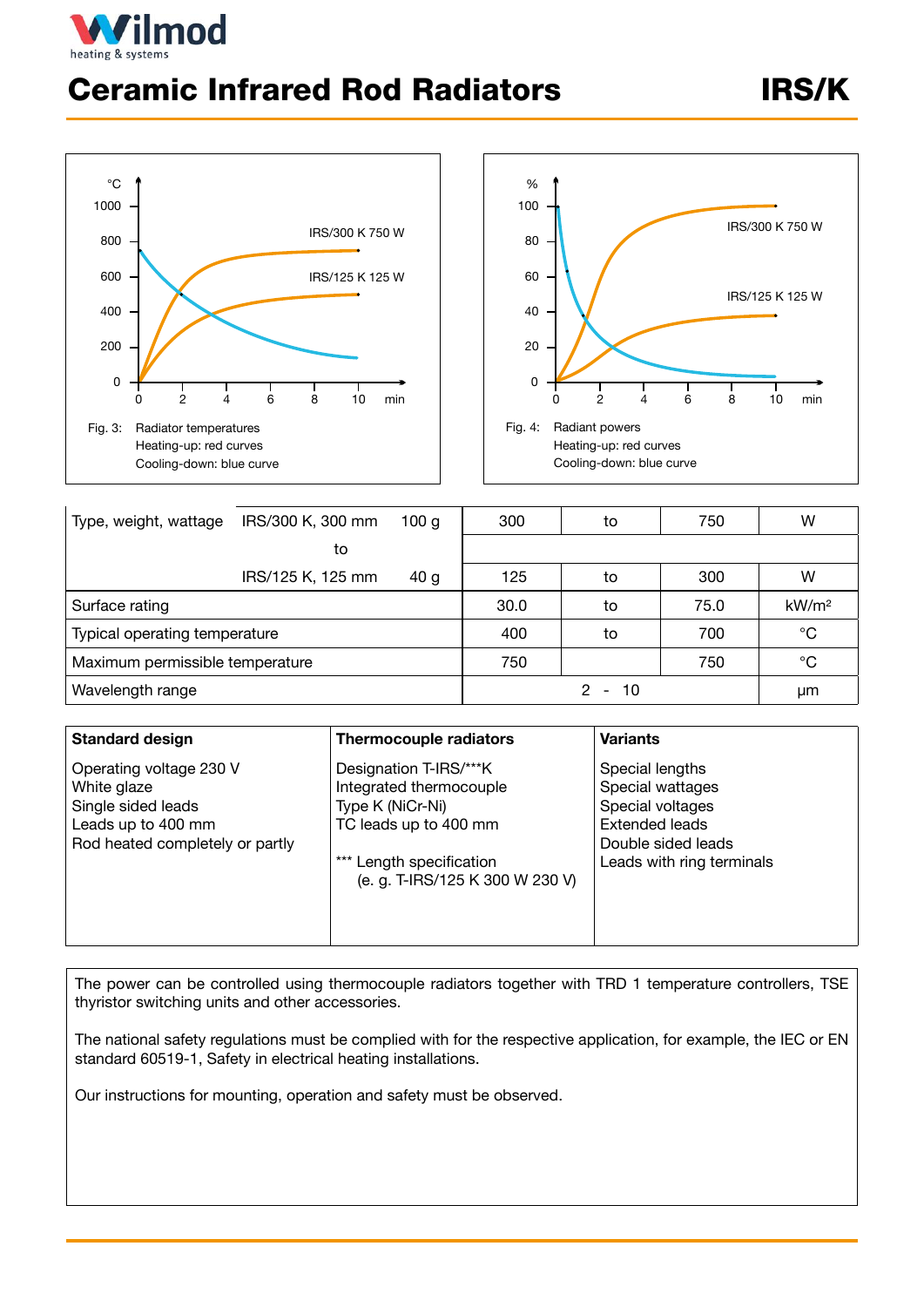# Ceramic Infrared Rod Radiators

**IRS/K**

°C
1000
800
600
400
200
0
0 2 4 6 8 10 min
IRS/300 K 750 W
IRS/125 K 125 W

Fig. 3: Radiator temperatures
Heating-up: red curves
Cooling-down: blue curve

%
100
80
60
40
20
0
0 2 4 6 8 10 min
IRS/300 K 750 W
IRS/125 K 125 W

Fig. 4: Radiant powers
Heating-up: red curves
Cooling-down: blue curve

| | | | | | | |
|---|---|---|---|---|---|---|
| Type, weight, wattage | IRS/300 K, 300 mm | 100 g | 300 | to | 750 | W |
| | to | | | | | |
| | IRS/125 K, 125 mm | 40 g | 125 | to | 300 | W |
| Surface rating | | | 30.0 | to | 75.0 | kW/m² |
| Typical operating temperature | | | 400 | to | 700 | °C |
| Maximum permissible temperature | | | 750 | | 750 | °C |
| Wavelength range | | | | 2 - 10 | | µm |

| **Standard design** | **Thermocouple radiators** | **Variants** |
|---|---|---|
| Operating voltage 230 V<br>White glaze<br>Single sided leads<br>Leads up to 400 mm<br>Rod heated completely or partly | Designation T-IRS/***K<br>Integrated thermocouple<br>Type K (NiCr-Ni)<br>TC leads up to 400 mm<br><br>*** Length specification<br>(e. g. T-IRS/125 K 300 W 230 V) | Special lengths<br>Special wattages<br>Special voltages<br>Extended leads<br>Double sided leads<br>Leads with ring terminals |

The power can be controlled using thermocouple radiators together with TRD 1 temperature controllers, TSE thyristor switching units and other accessories.

The national safety regulations must be complied with for the respective application, for example, the IEC or EN standard 60519-1, Safety in electrical heating installations.

Our instructions for mounting, operation and safety must be observed.